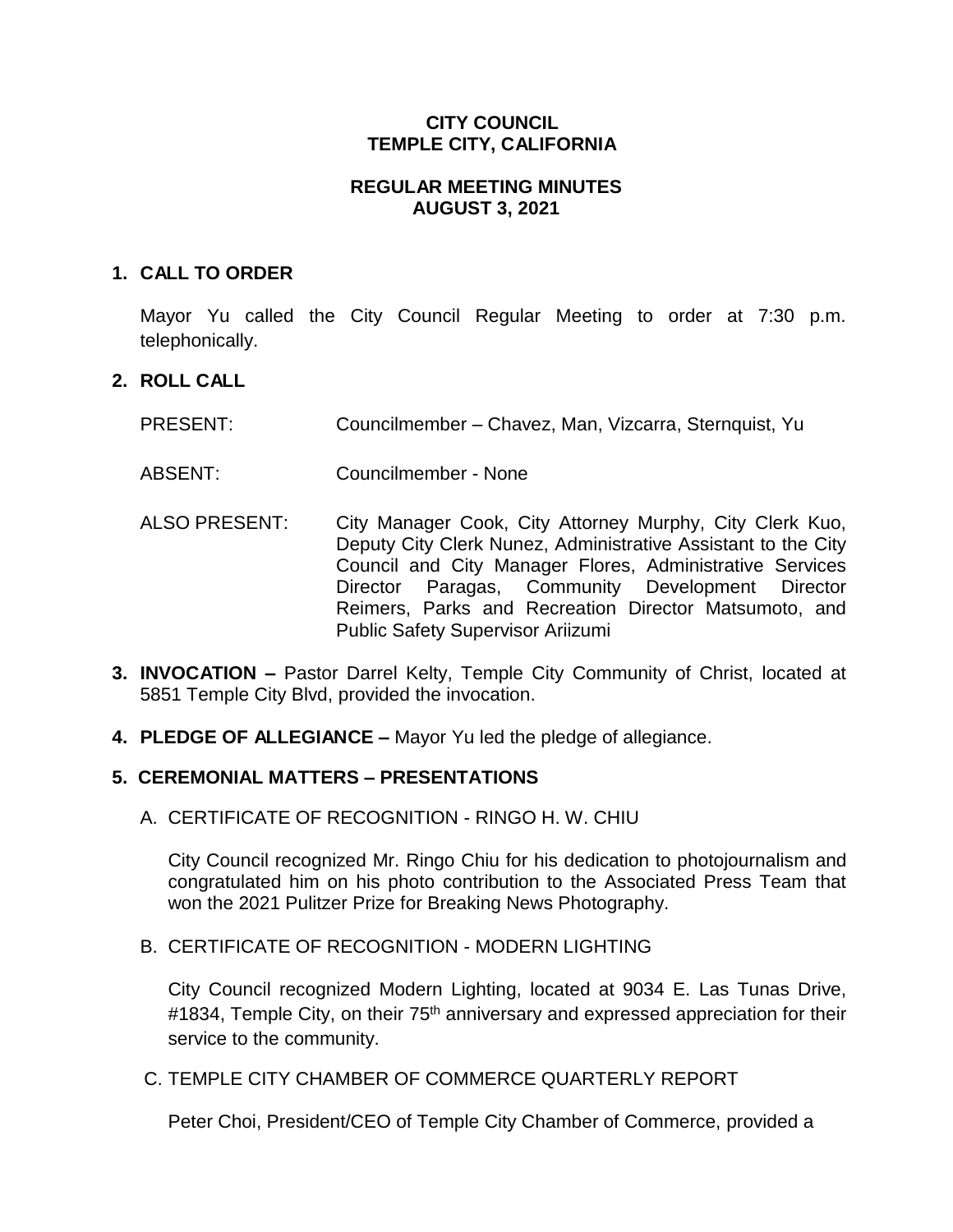# CITY COUNCIL
# TEMPLE CITY, CALIFORNIA

## REGULAR MEETING MINUTES
## AUGUST 3, 2021

**1. CALL TO ORDER**

Mayor Yu called the City Council Regular Meeting to order at 7:30 p.m. telephonically.

**2. ROLL CALL**

PRESENT: Councilmember – Chavez, Man, Vizcarra, Sternquist, Yu

ABSENT: Councilmember - None

ALSO PRESENT: City Manager Cook, City Attorney Murphy, City Clerk Kuo, Deputy City Clerk Nunez, Administrative Assistant to the City Council and City Manager Flores, Administrative Services Director Paragas, Community Development Director Reimers, Parks and Recreation Director Matsumoto, and Public Safety Supervisor Ariizumi

**3. INVOCATION –** Pastor Darrel Kelty, Temple City Community of Christ, located at 5851 Temple City Blvd, provided the invocation.

**4. PLEDGE OF ALLEGIANCE –** Mayor Yu led the pledge of allegiance.

**5. CEREMONIAL MATTERS – PRESENTATIONS**

A. CERTIFICATE OF RECOGNITION - RINGO H. W. CHIU

City Council recognized Mr. Ringo Chiu for his dedication to photojournalism and congratulated him on his photo contribution to the Associated Press Team that won the 2021 Pulitzer Prize for Breaking News Photography.

B. CERTIFICATE OF RECOGNITION - MODERN LIGHTING

City Council recognized Modern Lighting, located at 9034 E. Las Tunas Drive, #1834, Temple City, on their 75th anniversary and expressed appreciation for their service to the community.

C. TEMPLE CITY CHAMBER OF COMMERCE QUARTERLY REPORT

Peter Choi, President/CEO of Temple City Chamber of Commerce, provided a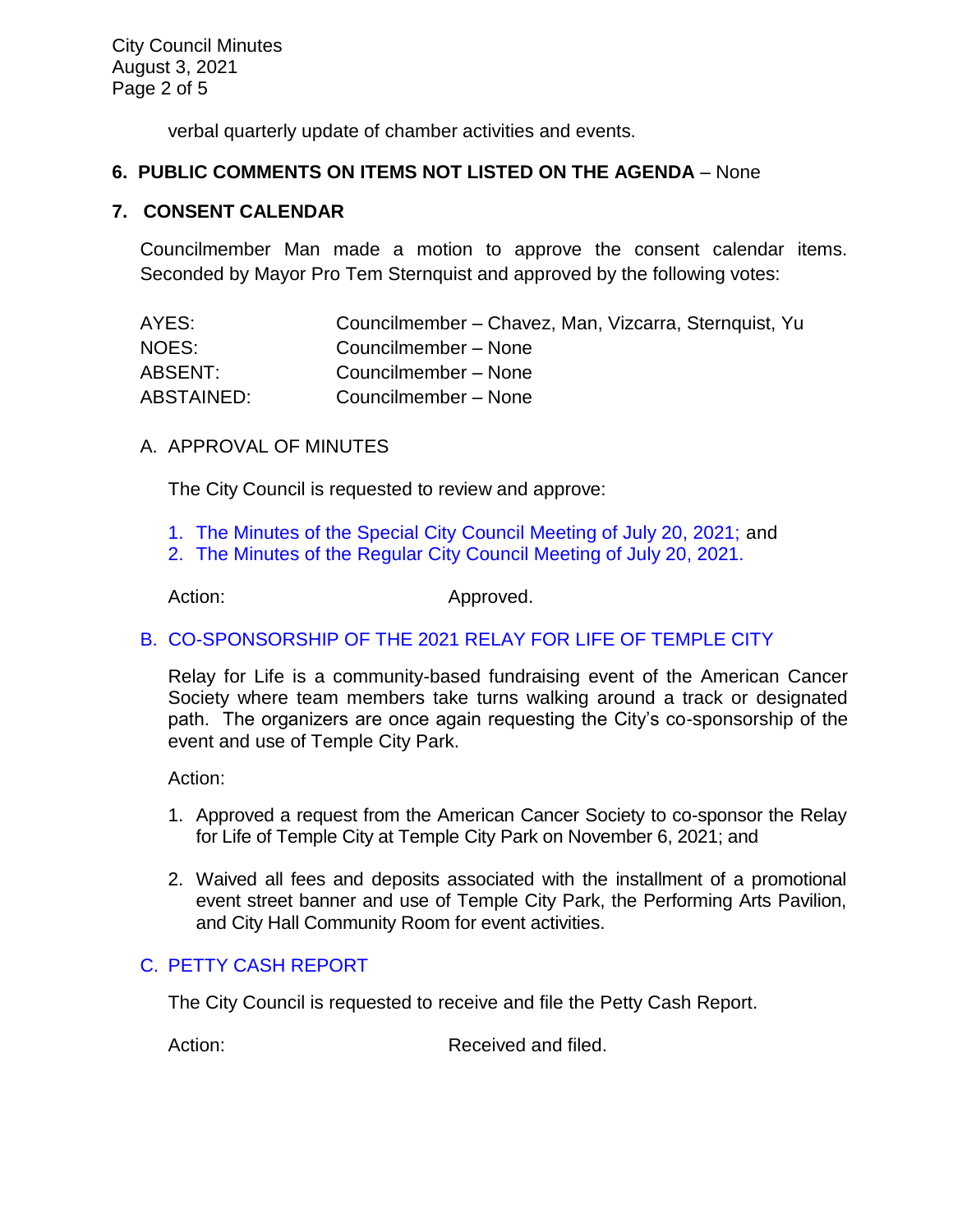verbal quarterly update of chamber activities and events.

## 6. PUBLIC COMMENTS ON ITEMS NOT LISTED ON THE AGENDA – None

## 7. CONSENT CALENDAR

Councilmember Man made a motion to approve the consent calendar items. Seconded by Mayor Pro Tem Sternquist and approved by the following votes:

| | |
|---|---|
| AYES: | Councilmember – Chavez, Man, Vizcarra, Sternquist, Yu |
| NOES: | Councilmember – None |
| ABSENT: | Councilmember – None |
| ABSTAINED: | Councilmember – None |

### A. APPROVAL OF MINUTES

The City Council is requested to review and approve:

1. The Minutes of the Special City Council Meeting of July 20, 2021; and
2. The Minutes of the Regular City Council Meeting of July 20, 2021.

Action: Approved.

### B. CO-SPONSORSHIP OF THE 2021 RELAY FOR LIFE OF TEMPLE CITY

Relay for Life is a community-based fundraising event of the American Cancer Society where team members take turns walking around a track or designated path. The organizers are once again requesting the City's co-sponsorship of the event and use of Temple City Park.

Action:

1. Approved a request from the American Cancer Society to co-sponsor the Relay for Life of Temple City at Temple City Park on November 6, 2021; and
2. Waived all fees and deposits associated with the installment of a promotional event street banner and use of Temple City Park, the Performing Arts Pavilion, and City Hall Community Room for event activities.

### C. PETTY CASH REPORT

The City Council is requested to receive and file the Petty Cash Report.

Action: Received and filed.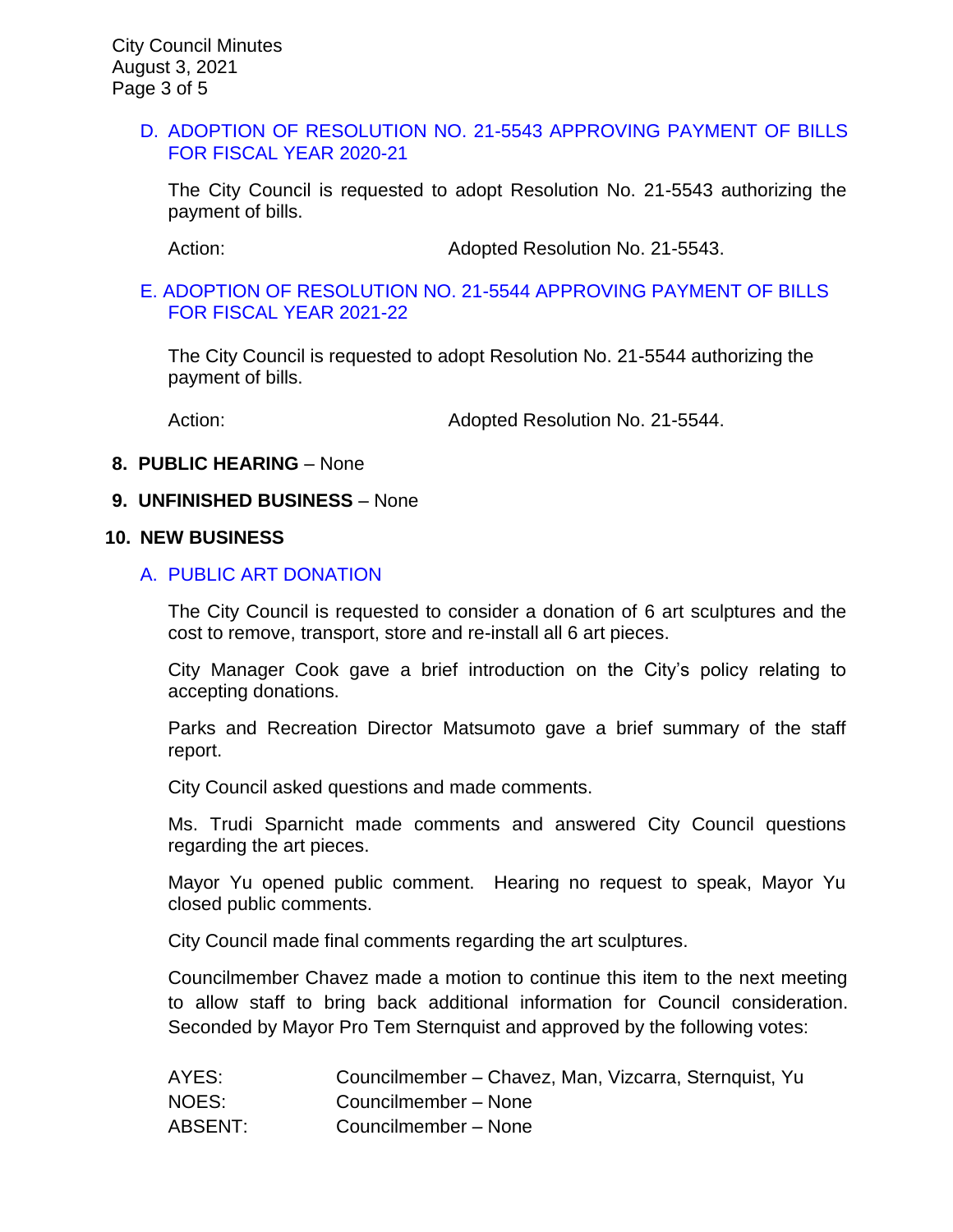### D. ADOPTION OF RESOLUTION NO. 21-5543 APPROVING PAYMENT OF BILLS FOR FISCAL YEAR 2020-21

The City Council is requested to adopt Resolution No. 21-5543 authorizing the payment of bills.

Action: Adopted Resolution No. 21-5543.

### E. ADOPTION OF RESOLUTION NO. 21-5544 APPROVING PAYMENT OF BILLS FOR FISCAL YEAR 2021-22

The City Council is requested to adopt Resolution No. 21-5544 authorizing the payment of bills.

Action: Adopted Resolution No. 21-5544.

## 8. PUBLIC HEARING – None

## 9. UNFINISHED BUSINESS – None

## 10. NEW BUSINESS

### A. PUBLIC ART DONATION

The City Council is requested to consider a donation of 6 art sculptures and the cost to remove, transport, store and re-install all 6 art pieces.

City Manager Cook gave a brief introduction on the City's policy relating to accepting donations.

Parks and Recreation Director Matsumoto gave a brief summary of the staff report.

City Council asked questions and made comments.

Ms. Trudi Sparnicht made comments and answered City Council questions regarding the art pieces.

Mayor Yu opened public comment. Hearing no request to speak, Mayor Yu closed public comments.

City Council made final comments regarding the art sculptures.

Councilmember Chavez made a motion to continue this item to the next meeting to allow staff to bring back additional information for Council consideration. Seconded by Mayor Pro Tem Sternquist and approved by the following votes:

| | |
|---|---|
| AYES: | Councilmember – Chavez, Man, Vizcarra, Sternquist, Yu |
| NOES: | Councilmember – None |
| ABSENT: | Councilmember – None |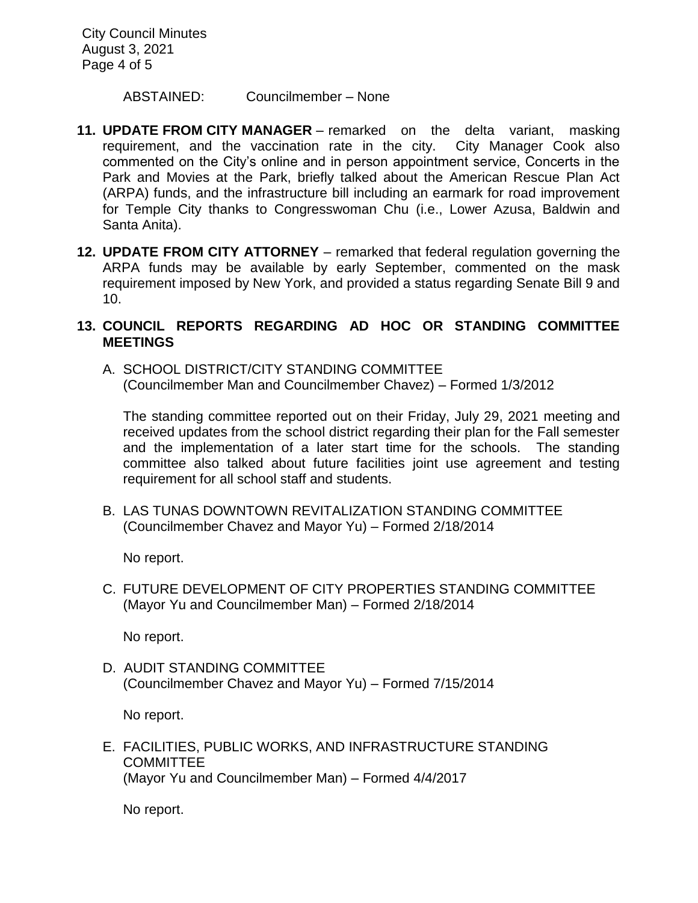ABSTAINED: Councilmember – None

**11. UPDATE FROM CITY MANAGER** – remarked on the delta variant, masking requirement, and the vaccination rate in the city. City Manager Cook also commented on the City's online and in person appointment service, Concerts in the Park and Movies at the Park, briefly talked about the American Rescue Plan Act (ARPA) funds, and the infrastructure bill including an earmark for road improvement for Temple City thanks to Congresswoman Chu (i.e., Lower Azusa, Baldwin and Santa Anita).

**12. UPDATE FROM CITY ATTORNEY** – remarked that federal regulation governing the ARPA funds may be available by early September, commented on the mask requirement imposed by New York, and provided a status regarding Senate Bill 9 and 10.

**13. COUNCIL REPORTS REGARDING AD HOC OR STANDING COMMITTEE MEETINGS**

A. SCHOOL DISTRICT/CITY STANDING COMMITTEE
(Councilmember Man and Councilmember Chavez) – Formed 1/3/2012

The standing committee reported out on their Friday, July 29, 2021 meeting and received updates from the school district regarding their plan for the Fall semester and the implementation of a later start time for the schools. The standing committee also talked about future facilities joint use agreement and testing requirement for all school staff and students.

B. LAS TUNAS DOWNTOWN REVITALIZATION STANDING COMMITTEE
(Councilmember Chavez and Mayor Yu) – Formed 2/18/2014

No report.

C. FUTURE DEVELOPMENT OF CITY PROPERTIES STANDING COMMITTEE
(Mayor Yu and Councilmember Man) – Formed 2/18/2014

No report.

D. AUDIT STANDING COMMITTEE
(Councilmember Chavez and Mayor Yu) – Formed 7/15/2014

No report.

E. FACILITIES, PUBLIC WORKS, AND INFRASTRUCTURE STANDING COMMITTEE
(Mayor Yu and Councilmember Man) – Formed 4/4/2017

No report.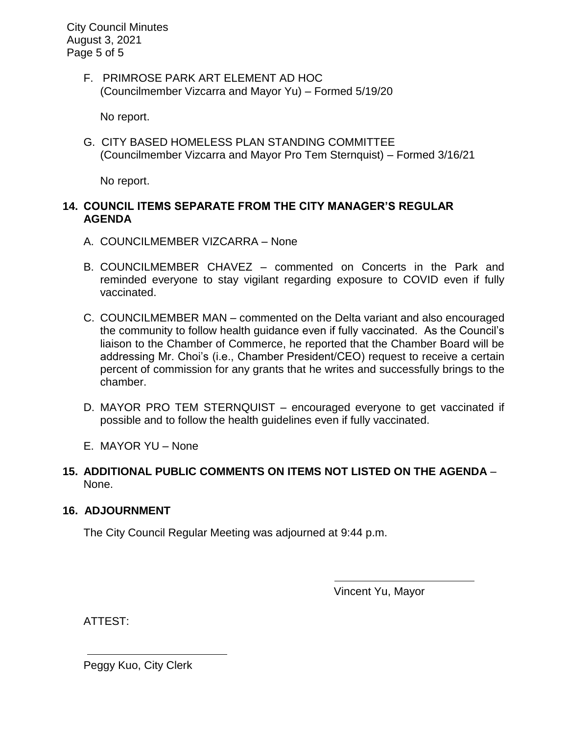F. PRIMROSE PARK ART ELEMENT AD HOC
(Councilmember Vizcarra and Mayor Yu) – Formed 5/19/20

No report.

G. CITY BASED HOMELESS PLAN STANDING COMMITTEE
(Councilmember Vizcarra and Mayor Pro Tem Sternquist) – Formed 3/16/21

No report.

## 14. COUNCIL ITEMS SEPARATE FROM THE CITY MANAGER'S REGULAR AGENDA

A. COUNCILMEMBER VIZCARRA – None

B. COUNCILMEMBER CHAVEZ – commented on Concerts in the Park and reminded everyone to stay vigilant regarding exposure to COVID even if fully vaccinated.

C. COUNCILMEMBER MAN – commented on the Delta variant and also encouraged the community to follow health guidance even if fully vaccinated. As the Council's liaison to the Chamber of Commerce, he reported that the Chamber Board will be addressing Mr. Choi's (i.e., Chamber President/CEO) request to receive a certain percent of commission for any grants that he writes and successfully brings to the chamber.

D. MAYOR PRO TEM STERNQUIST – encouraged everyone to get vaccinated if possible and to follow the health guidelines even if fully vaccinated.

E. MAYOR YU – None

## 15. ADDITIONAL PUBLIC COMMENTS ON ITEMS NOT LISTED ON THE AGENDA – None.

## 16. ADJOURNMENT

The City Council Regular Meeting was adjourned at 9:44 p.m.

Vincent Yu, Mayor

ATTEST:

Peggy Kuo, City Clerk